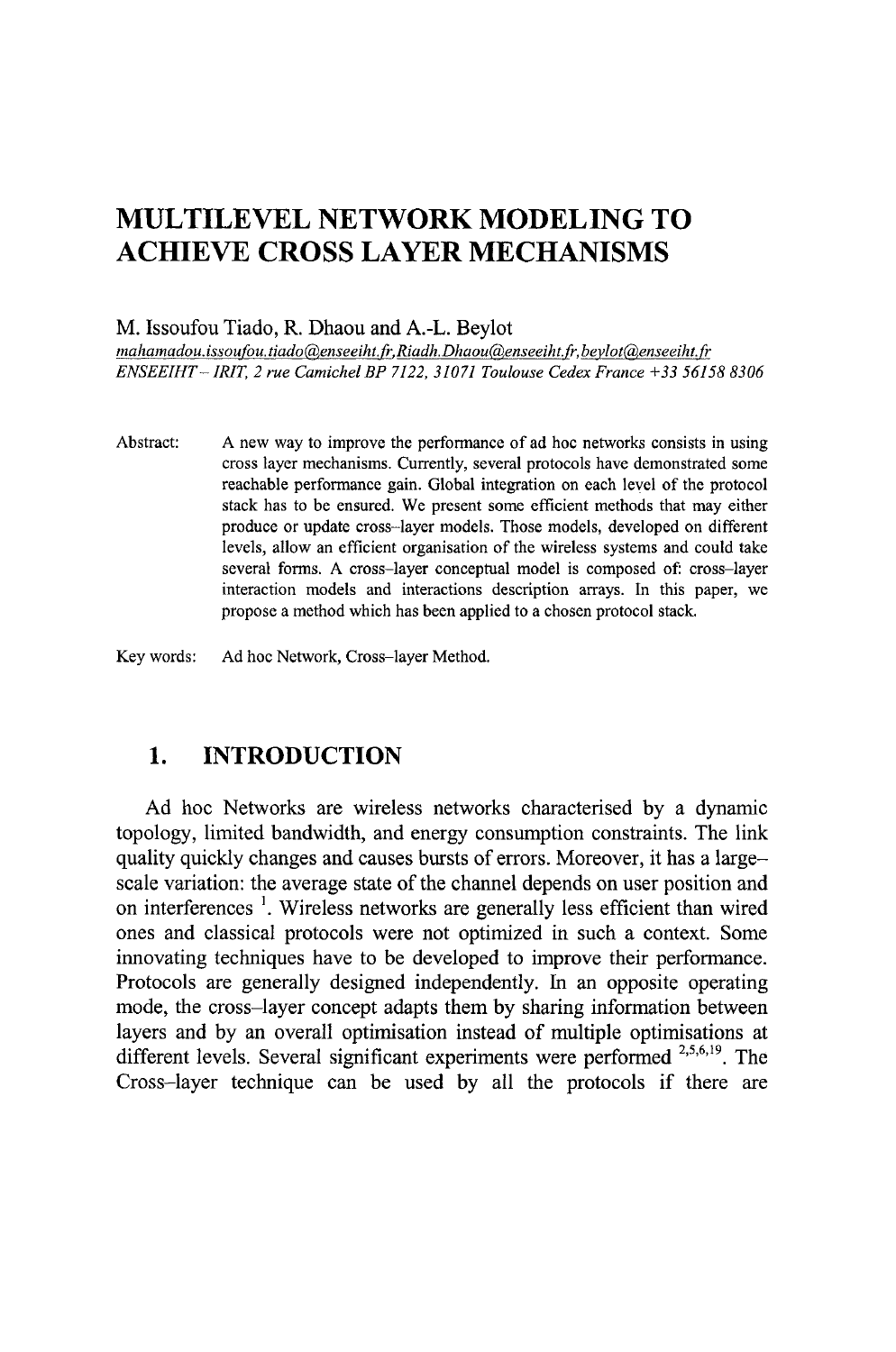# MULTILEVEL NETWORK MODELING TO ACHIEVE CROSS LAYER MECHANISMS

M. Issoufou Tiado, R. Dhaou and A.-L. Beylot

*mahamadou.issoufou.tiado@enseeiht.fr, Riadh.Dhaou@enseeiht.fr, beylot@enseeiht.fr*
*ENSEEIHT – IRIT, 2 rue Camichel BP 7122, 31071 Toulouse Cedex France +33 56158 8306*

Abstract: A new way to improve the performance of ad hoc networks consists in using cross layer mechanisms. Currently, several protocols have demonstrated some reachable performance gain. Global integration on each level of the protocol stack has to be ensured. We present some efficient methods that may either produce or update cross–layer models. Those models, developed on different levels, allow an efficient organisation of the wireless systems and could take several forms. A cross–layer conceptual model is composed of: cross–layer interaction models and interactions description arrays. In this paper, we propose a method which has been applied to a chosen protocol stack.

Key words: Ad hoc Network, Cross–layer Method.

## 1. INTRODUCTION

Ad hoc Networks are wireless networks characterised by a dynamic topology, limited bandwidth, and energy consumption constraints. The link quality quickly changes and causes bursts of errors. Moreover, it has a large–scale variation: the average state of the channel depends on user position and on interferences [1]. Wireless networks are generally less efficient than wired ones and classical protocols were not optimized in such a context. Some innovating techniques have to be developed to improve their performance. Protocols are generally designed independently. In an opposite operating mode, the cross–layer concept adapts them by sharing information between layers and by an overall optimisation instead of multiple optimisations at different levels. Several significant experiments were performed [2,5,6,19]. The Cross–layer technique can be used by all the protocols if there are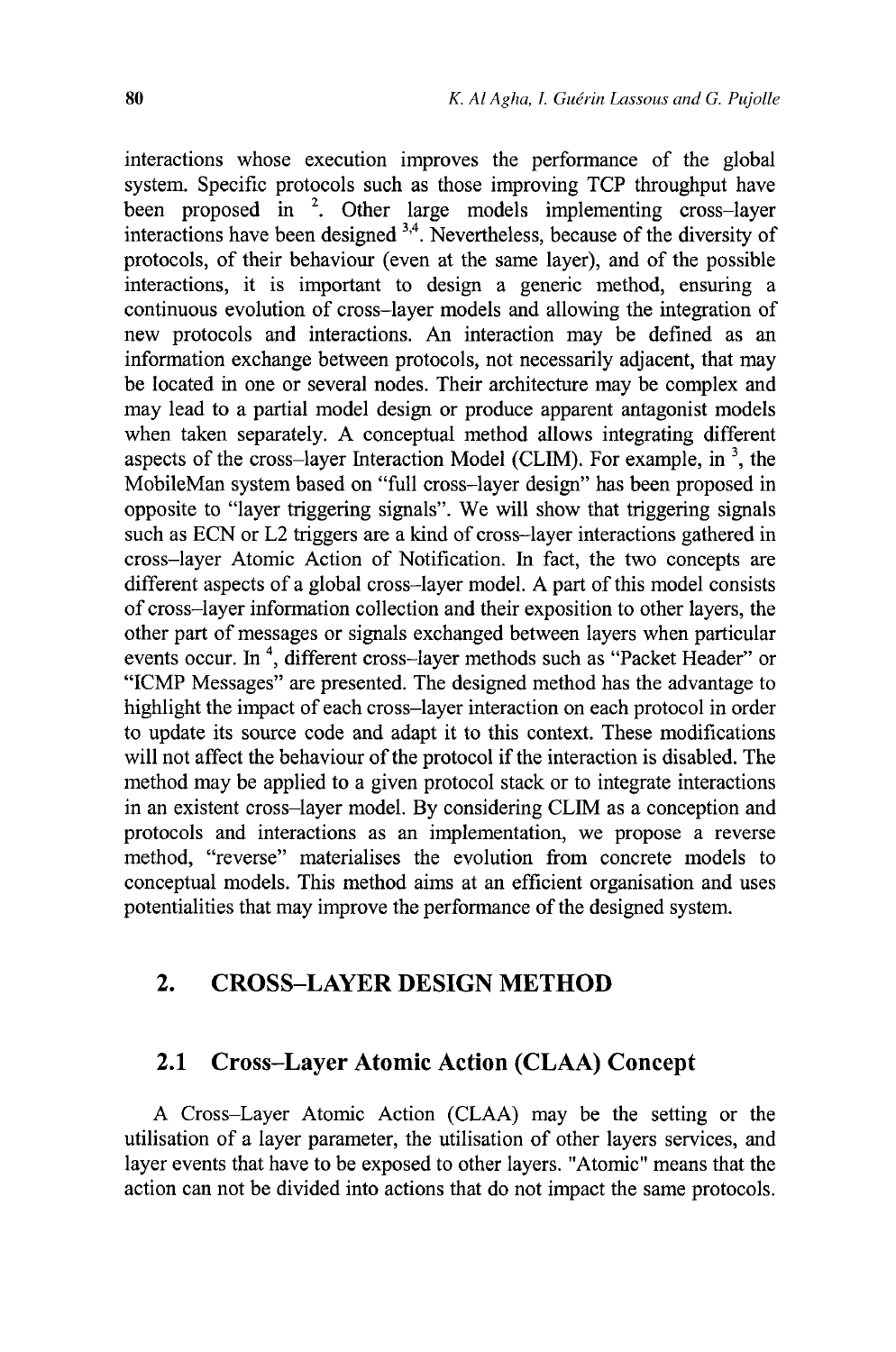interactions whose execution improves the performance of the global system. Specific protocols such as those improving TCP throughput have been proposed in [2]. Other large models implementing cross–layer interactions have been designed [3,4]. Nevertheless, because of the diversity of protocols, of their behaviour (even at the same layer), and of the possible interactions, it is important to design a generic method, ensuring a continuous evolution of cross–layer models and allowing the integration of new protocols and interactions. An interaction may be defined as an information exchange between protocols, not necessarily adjacent, that may be located in one or several nodes. Their architecture may be complex and may lead to a partial model design or produce apparent antagonist models when taken separately. A conceptual method allows integrating different aspects of the cross–layer Interaction Model (CLIM). For example, in [3], the MobileMan system based on "full cross–layer design" has been proposed in opposite to "layer triggering signals". We will show that triggering signals such as ECN or L2 triggers are a kind of cross–layer interactions gathered in cross–layer Atomic Action of Notification. In fact, the two concepts are different aspects of a global cross–layer model. A part of this model consists of cross–layer information collection and their exposition to other layers, the other part of messages or signals exchanged between layers when particular events occur. In [4], different cross–layer methods such as "Packet Header" or "ICMP Messages" are presented. The designed method has the advantage to highlight the impact of each cross–layer interaction on each protocol in order to update its source code and adapt it to this context. These modifications will not affect the behaviour of the protocol if the interaction is disabled. The method may be applied to a given protocol stack or to integrate interactions in an existent cross–layer model. By considering CLIM as a conception and protocols and interactions as an implementation, we propose a reverse method, "reverse" materialises the evolution from concrete models to conceptual models. This method aims at an efficient organisation and uses potentialities that may improve the performance of the designed system.

## 2. CROSS–LAYER DESIGN METHOD

### 2.1 Cross–Layer Atomic Action (CLAA) Concept

A Cross–Layer Atomic Action (CLAA) may be the setting or the utilisation of a layer parameter, the utilisation of other layers services, and layer events that have to be exposed to other layers. "Atomic" means that the action can not be divided into actions that do not impact the same protocols.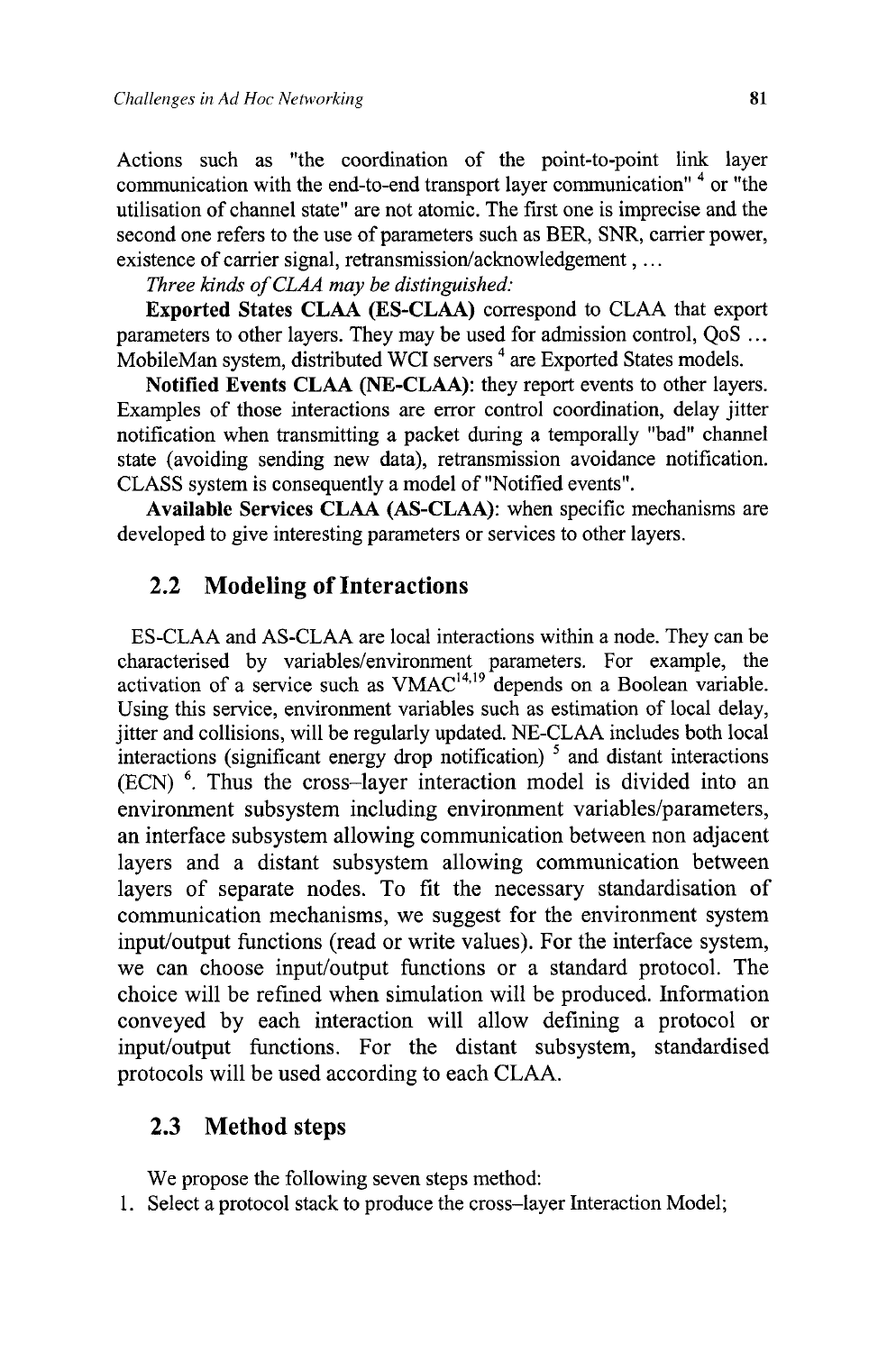Actions such as "the coordination of the point-to-point link layer communication with the end-to-end transport layer communication" [4] or "the utilisation of channel state" are not atomic. The first one is imprecise and the second one refers to the use of parameters such as BER, SNR, carrier power, existence of carrier signal, retransmission/acknowledgement, ...

*Three kinds of CLAA may be distinguished:*

**Exported States CLAA (ES-CLAA)** correspond to CLAA that export parameters to other layers. They may be used for admission control, QoS ... MobileMan system, distributed WCI servers [4] are Exported States models.

**Notified Events CLAA (NE-CLAA)**: they report events to other layers. Examples of those interactions are error control coordination, delay jitter notification when transmitting a packet during a temporally "bad" channel state (avoiding sending new data), retransmission avoidance notification. CLASS system is consequently a model of "Notified events".

**Available Services CLAA (AS-CLAA)**: when specific mechanisms are developed to give interesting parameters or services to other layers.

## 2.2 Modeling of Interactions

ES-CLAA and AS-CLAA are local interactions within a node. They can be characterised by variables/environment parameters. For example, the activation of a service such as VMAC[14,19] depends on a Boolean variable. Using this service, environment variables such as estimation of local delay, jitter and collisions, will be regularly updated. NE-CLAA includes both local interactions (significant energy drop notification) [5] and distant interactions (ECN) [6]. Thus the cross–layer interaction model is divided into an environment subsystem including environment variables/parameters, an interface subsystem allowing communication between non adjacent layers and a distant subsystem allowing communication between layers of separate nodes. To fit the necessary standardisation of communication mechanisms, we suggest for the environment system input/output functions (read or write values). For the interface system, we can choose input/output functions or a standard protocol. The choice will be refined when simulation will be produced. Information conveyed by each interaction will allow defining a protocol or input/output functions. For the distant subsystem, standardised protocols will be used according to each CLAA.

## 2.3 Method steps

We propose the following seven steps method:

1. Select a protocol stack to produce the cross–layer Interaction Model;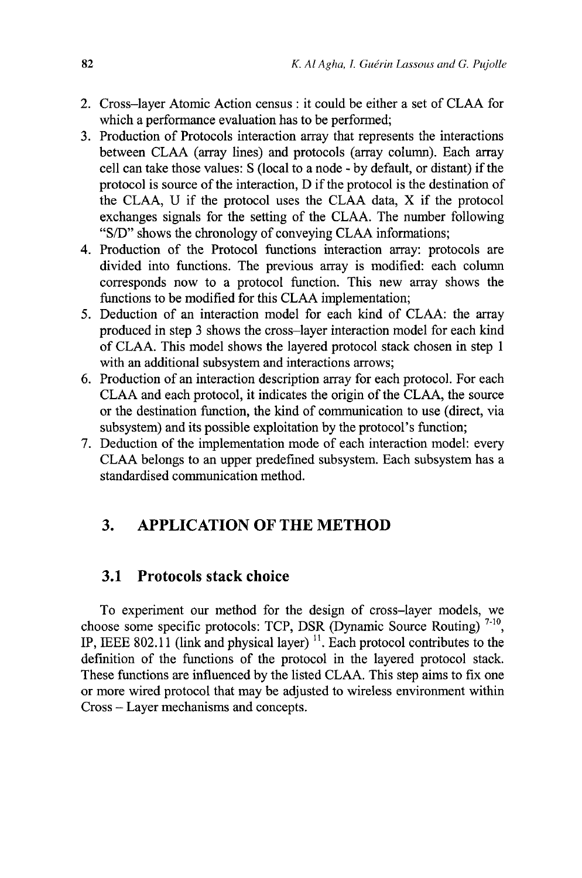2. Cross–layer Atomic Action census : it could be either a set of CLAA for which a performance evaluation has to be performed;
3. Production of Protocols interaction array that represents the interactions between CLAA (array lines) and protocols (array column). Each array cell can take those values: S (local to a node - by default, or distant) if the protocol is source of the interaction, D if the protocol is the destination of the CLAA, U if the protocol uses the CLAA data, X if the protocol exchanges signals for the setting of the CLAA. The number following "S/D" shows the chronology of conveying CLAA informations;
4. Production of the Protocol functions interaction array: protocols are divided into functions. The previous array is modified: each column corresponds now to a protocol function. This new array shows the functions to be modified for this CLAA implementation;
5. Deduction of an interaction model for each kind of CLAA: the array produced in step 3 shows the cross–layer interaction model for each kind of CLAA. This model shows the layered protocol stack chosen in step 1 with an additional subsystem and interactions arrows;
6. Production of an interaction description array for each protocol. For each CLAA and each protocol, it indicates the origin of the CLAA, the source or the destination function, the kind of communication to use (direct, via subsystem) and its possible exploitation by the protocol's function;
7. Deduction of the implementation mode of each interaction model: every CLAA belongs to an upper predefined subsystem. Each subsystem has a standardised communication method.

# 3. APPLICATION OF THE METHOD

## 3.1 Protocols stack choice

To experiment our method for the design of cross–layer models, we choose some specific protocols: TCP, DSR (Dynamic Source Routing) [7-10], IP, IEEE 802.11 (link and physical layer) [11]. Each protocol contributes to the definition of the functions of the protocol in the layered protocol stack. These functions are influenced by the listed CLAA. This step aims to fix one or more wired protocol that may be adjusted to wireless environment within Cross – Layer mechanisms and concepts.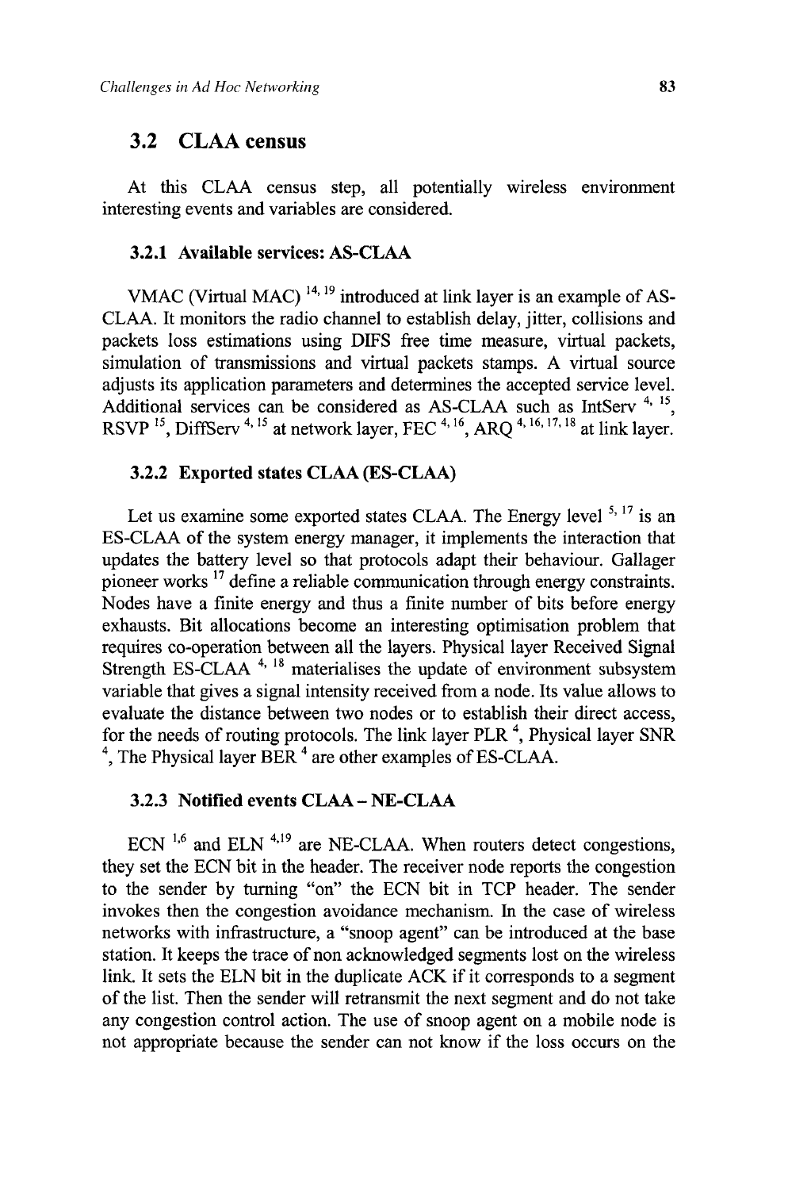## 3.2 CLAA census

At this CLAA census step, all potentially wireless environment interesting events and variables are considered.

### 3.2.1 Available services: AS-CLAA

VMAC (Virtual MAC) [14, 19] introduced at link layer is an example of AS-CLAA. It monitors the radio channel to establish delay, jitter, collisions and packets loss estimations using DIFS free time measure, virtual packets, simulation of transmissions and virtual packets stamps. A virtual source adjusts its application parameters and determines the accepted service level. Additional services can be considered as AS-CLAA such as IntServ [4, 15], RSVP [15], DiffServ [4, 15] at network layer, FEC [4, 16], ARQ [4, 16, 17, 18] at link layer.

### 3.2.2 Exported states CLAA (ES-CLAA)

Let us examine some exported states CLAA. The Energy level [5, 17] is an ES-CLAA of the system energy manager, it implements the interaction that updates the battery level so that protocols adapt their behaviour. Gallager pioneer works [17] define a reliable communication through energy constraints. Nodes have a finite energy and thus a finite number of bits before energy exhausts. Bit allocations become an interesting optimisation problem that requires co-operation between all the layers. Physical layer Received Signal Strength ES-CLAA [4, 18] materialises the update of environment subsystem variable that gives a signal intensity received from a node. Its value allows to evaluate the distance between two nodes or to establish their direct access, for the needs of routing protocols. The link layer PLR [4], Physical layer SNR [4], The Physical layer BER [4] are other examples of ES-CLAA.

### 3.2.3 Notified events CLAA – NE-CLAA

ECN [1,6] and ELN [4,19] are NE-CLAA. When routers detect congestions, they set the ECN bit in the header. The receiver node reports the congestion to the sender by turning "on" the ECN bit in TCP header. The sender invokes then the congestion avoidance mechanism. In the case of wireless networks with infrastructure, a "snoop agent" can be introduced at the base station. It keeps the trace of non acknowledged segments lost on the wireless link. It sets the ELN bit in the duplicate ACK if it corresponds to a segment of the list. Then the sender will retransmit the next segment and do not take any congestion control action. The use of snoop agent on a mobile node is not appropriate because the sender can not know if the loss occurs on the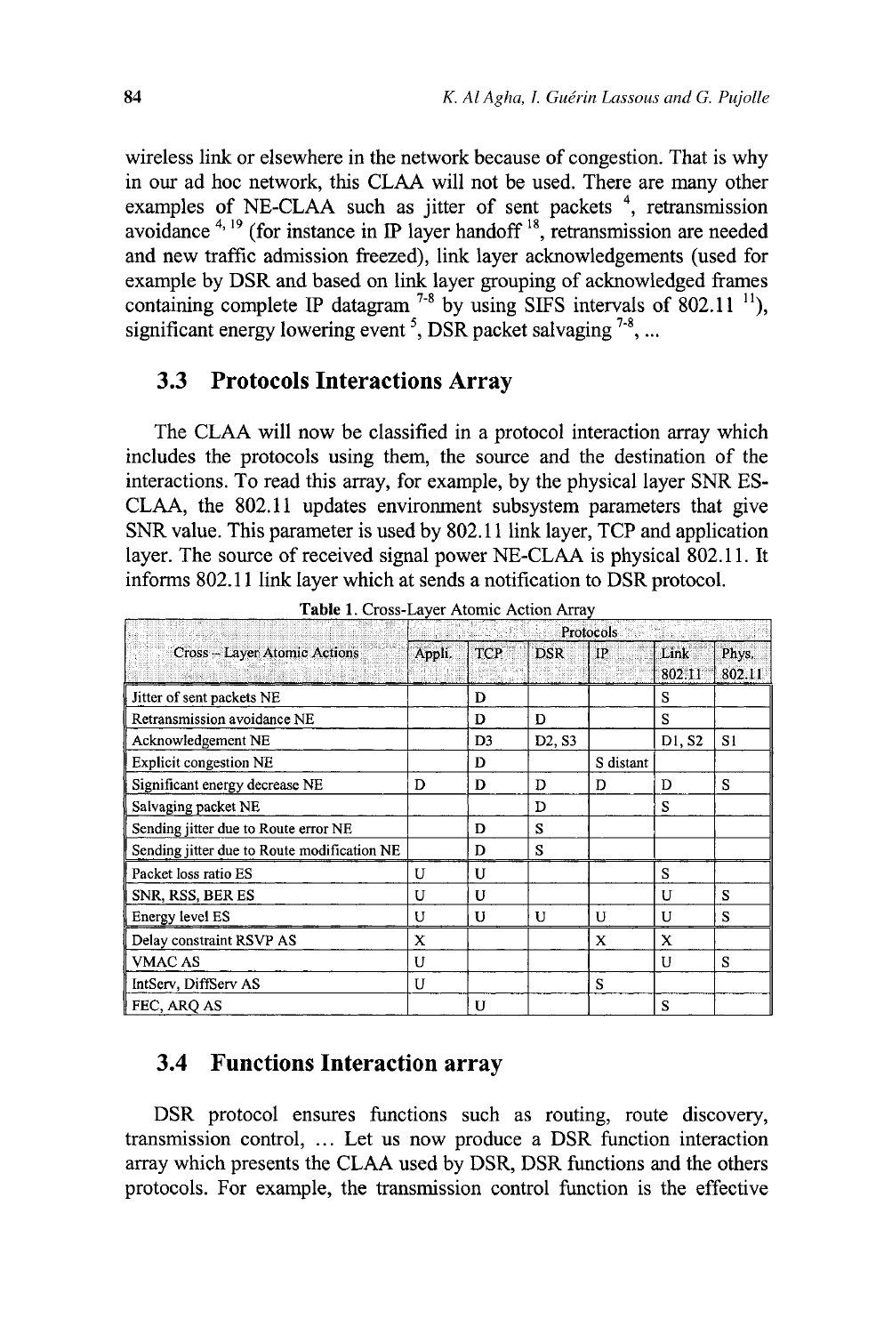wireless link or elsewhere in the network because of congestion. That is why in our ad hoc network, this CLAA will not be used. There are many other examples of NE-CLAA such as jitter of sent packets [4], retransmission avoidance [4, 19] (for instance in IP layer handoff [18], retransmission are needed and new traffic admission freezed), link layer acknowledgements (used for example by DSR and based on link layer grouping of acknowledged frames containing complete IP datagram [7-8] by using SIFS intervals of 802.11 [11]), significant energy lowering event [5], DSR packet salvaging [7-8], ...

## 3.3 Protocols Interactions Array

The CLAA will now be classified in a protocol interaction array which includes the protocols using them, the source and the destination of the interactions. To read this array, for example, by the physical layer SNR ES-CLAA, the 802.11 updates environment subsystem parameters that give SNR value. This parameter is used by 802.11 link layer, TCP and application layer. The source of received signal power NE-CLAA is physical 802.11. It informs 802.11 link layer which at sends a notification to DSR protocol.

Table 1. Cross-Layer Atomic Action Array

| Cross – Layer Atomic Actions | Protocols | | | | | |
|---|---|---|---|---|---|---|
| | Appli. | TCP | DSR | IP | Link 802.11 | Phys. 802.11 |
| Jitter of sent packets NE | | D | | | S | |
| Retransmission avoidance NE | | D | D | | S | |
| Acknowledgement NE | | D3 | D2, S3 | | D1, S2 | S1 |
| Explicit congestion NE | | D | | S distant | | |
| Significant energy decrease NE | D | D | D | D | D | S |
| Salvaging packet NE | | | D | | S | |
| Sending jitter due to Route error NE | | D | S | | | |
| Sending jitter due to Route modification NE | | D | S | | | |
| Packet loss ratio ES | U | U | | | S | |
| SNR, RSS, BER ES | U | U | | | U | S |
| Energy level ES | U | U | U | U | U | S |
| Delay constraint RSVP AS | X | | | X | X | |
| VMAC AS | U | | | | U | S |
| IntServ, DiffServ AS | U | | | S | | |
| FEC, ARQ AS | | U | | | S | |

## 3.4 Functions Interaction array

DSR protocol ensures functions such as routing, route discovery, transmission control, ... Let us now produce a DSR function interaction array which presents the CLAA used by DSR, DSR functions and the others protocols. For example, the transmission control function is the effective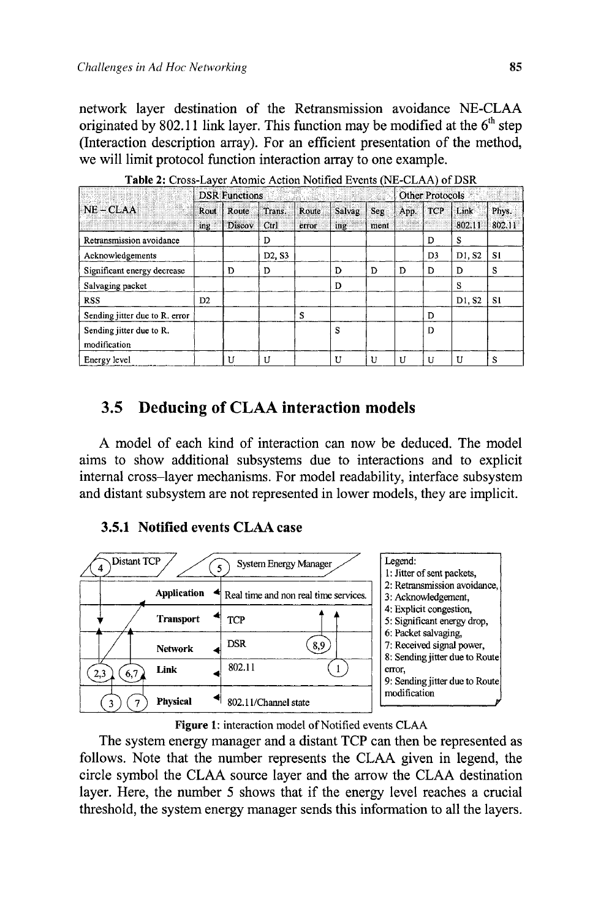network layer destination of the Retransmission avoidance NE-CLAA originated by 802.11 link layer. This function may be modified at the 6[th] step (Interaction description array). For an efficient presentation of the method, we will limit protocol function interaction array to one example.

**Table 2:** Cross-Layer Atomic Action Notified Events (NE-CLAA) of DSR

| NE – CLAA | DSR Functions | | | | | | Other Protocols | | | |
|---|---|---|---|---|---|---|---|---|---|---|
| | Routing | Route Discov | Trans. Ctrl | Route error | Salvaging | Segment | App. | TCP | Link 802.11 | Phys. 802.11 |
| Retransmission avoidance | | | D | | | | | D | S | |
| Acknowledgements | | | D2, S3 | | | | | D3 | D1, S2 | S1 |
| Significant energy decrease | | D | D | | D | D | D | D | D | S |
| Salvaging packet | | | | | D | | | | S | |
| RSS | D2 | | | | | | | | D1, S2 | S1 |
| Sending jitter due to R. error | | | | S | | | | D | | |
| Sending jitter due to R. modification | | | | | S | | | D | | |
| Energy level | | U | U | | U | U | U | U | U | S |

## 3.5 Deducing of CLAA interaction models

A model of each kind of interaction can now be deduced. The model aims to show additional subsystems due to interactions and to explicit internal cross–layer mechanisms. For model readability, interface subsystem and distant subsystem are not represented in lower models, they are implicit.

### 3.5.1 Notified events CLAA case

**Figure 1**: interaction model of Notified events CLAA

The system energy manager and a distant TCP can then be represented as follows. Note that the number represents the CLAA given in legend, the circle symbol the CLAA source layer and the arrow the CLAA destination layer. Here, the number 5 shows that if the energy level reaches a crucial threshold, the system energy manager sends this information to all the layers.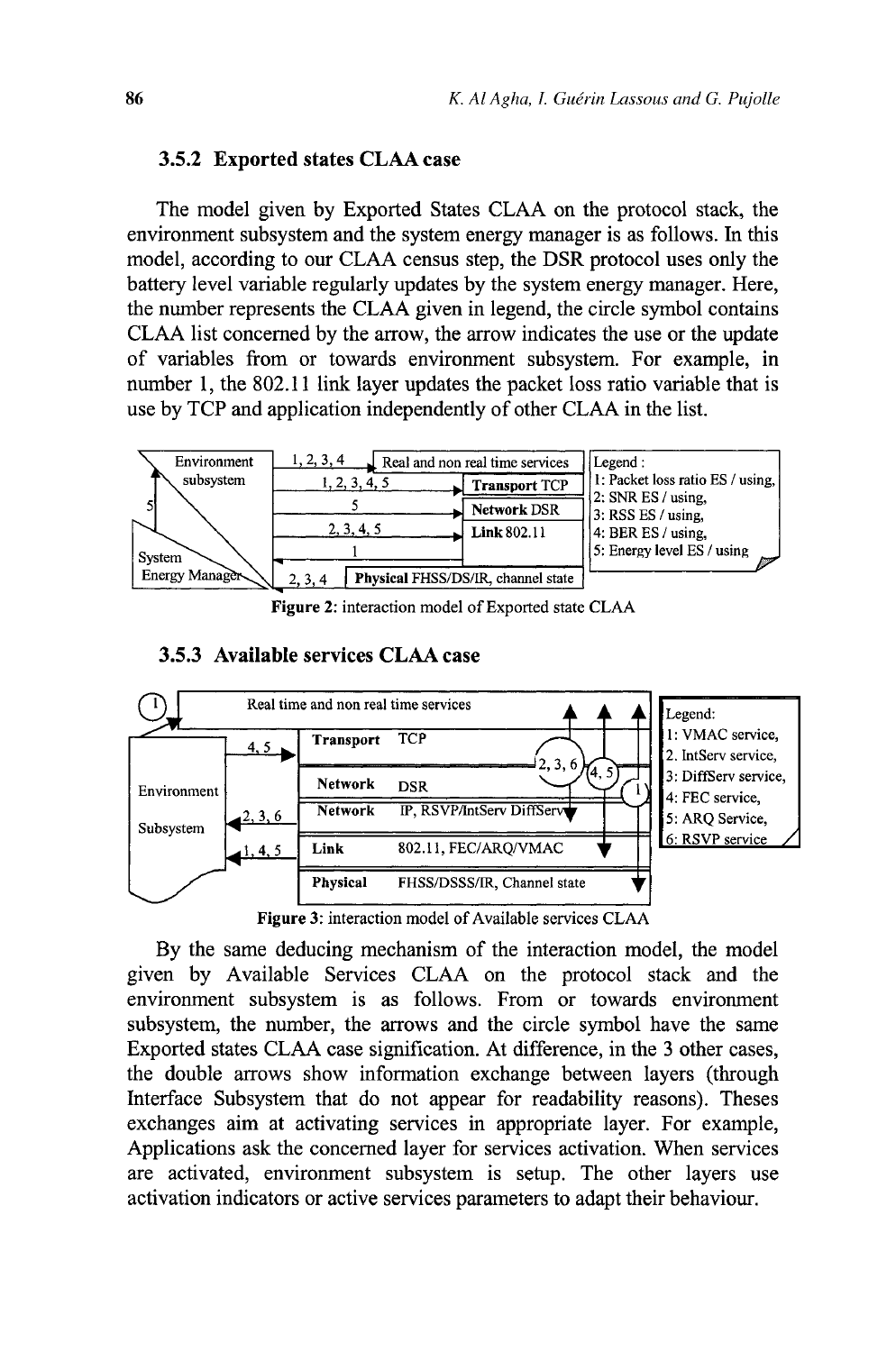### 3.5.2 Exported states CLAA case

The model given by Exported States CLAA on the protocol stack, the environment subsystem and the system energy manager is as follows. In this model, according to our CLAA census step, the DSR protocol uses only the battery level variable regularly updates by the system energy manager. Here, the number represents the CLAA given in legend, the circle symbol contains CLAA list concerned by the arrow, the arrow indicates the use or the update of variables from or towards environment subsystem. For example, in number 1, the 802.11 link layer updates the packet loss ratio variable that is use by TCP and application independently of other CLAA in the list.

Environment subsystem | 1, 2, 3, 4 → Real and non real time services | 1, 2, 3, 4, 5 → **Transport** TCP | 5 → **Network** DSR | 2, 3, 4, 5 → **Link** 802.11 | 1 ← | 2, 3, 4 ← **Physical** FHSS/DS/IR, channel state | 5 | System Energy Manager

Legend :
1: Packet loss ratio ES / using,
2: SNR ES / using,
3: RSS ES / using,
4: BER ES / using,
5: Energy level ES / using

**Figure 2**: interaction model of Exported state CLAA

### 3.5.3 Available services CLAA case

(1) Real time and non real time services | Environment Subsystem | 4, 5 → **Transport** TCP | 2, 3, 6 | 4, 5 | 1 | **Network** DSR | 2, 3, 6 ← **Network** IP, RSVP/IntServ DiffServ | 1, 4, 5 ← **Link** 802.11, FEC/ARQ/VMAC | **Physical** FHSS/DSSS/IR, Channel state

Legend:
1: VMAC service,
2. IntServ service,
3: DiffServ service,
4: FEC service,
5: ARQ Service,
6: RSVP service

**Figure 3**: interaction model of Available services CLAA

By the same deducing mechanism of the interaction model, the model given by Available Services CLAA on the protocol stack and the environment subsystem is as follows. From or towards environment subsystem, the number, the arrows and the circle symbol have the same Exported states CLAA case signification. At difference, in the 3 other cases, the double arrows show information exchange between layers (through Interface Subsystem that do not appear for readability reasons). Theses exchanges aim at activating services in appropriate layer. For example, Applications ask the concerned layer for services activation. When services are activated, environment subsystem is setup. The other layers use activation indicators or active services parameters to adapt their behaviour.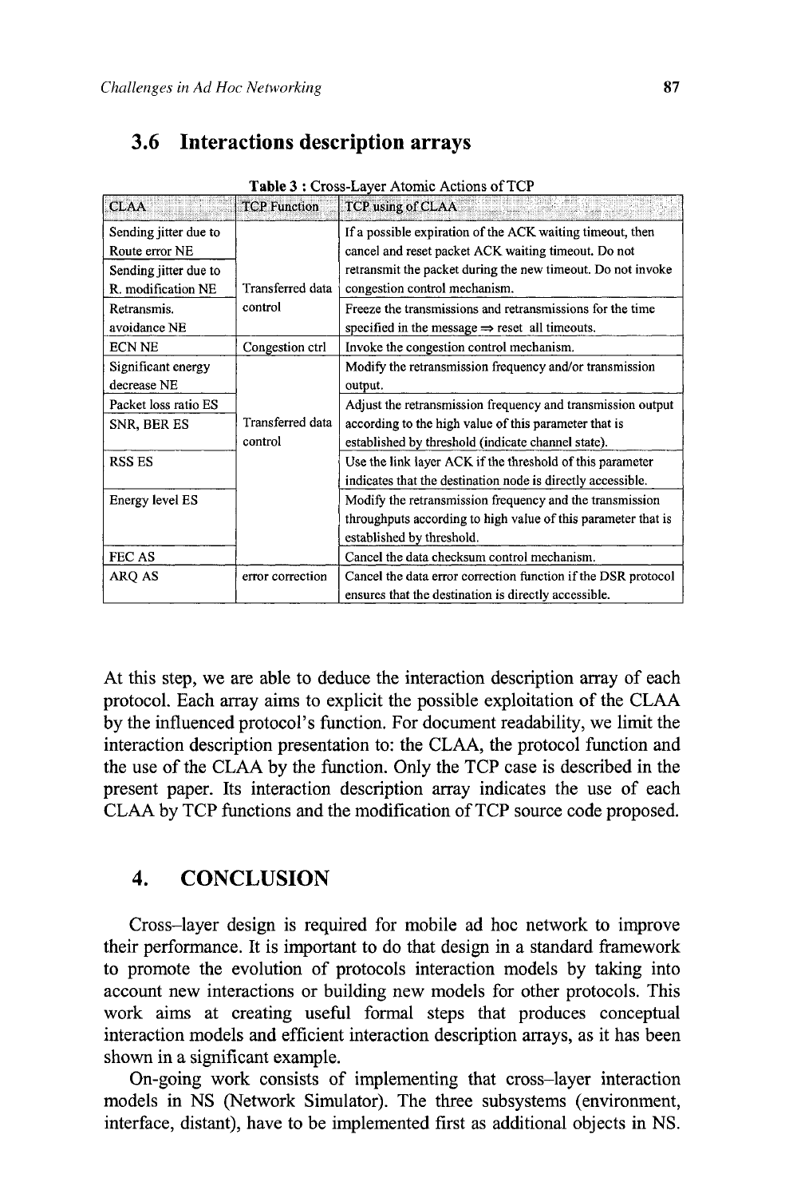## 3.6 Interactions description arrays

**Table 3** : Cross-Layer Atomic Actions of TCP

| CLAA | TCP Function | TCP using of CLAA |
|---|---|---|
| Sending jitter due to Route error NE | Transferred data control | If a possible expiration of the ACK waiting timeout, then cancel and reset packet ACK waiting timeout. Do not retransmit the packet during the new timeout. Do not invoke congestion control mechanism. |
| Sending jitter due to R. modification NE | | |
| Retransmis. avoidance NE | | Freeze the transmissions and retransmissions for the time specified in the message ⇒ reset all timeouts. |
| ECN NE | Congestion ctrl | Invoke the congestion control mechanism. |
| Significant energy decrease NE | Transferred data control | Modify the retransmission frequency and/or transmission output. |
| Packet loss ratio ES | | Adjust the retransmission frequency and transmission output according to the high value of this parameter that is established by threshold (indicate channel state). |
| SNR, BER ES | | |
| RSS ES | | Use the link layer ACK if the threshold of this parameter indicates that the destination node is directly accessible. |
| Energy level ES | | Modify the retransmission frequency and the transmission throughputs according to high value of this parameter that is established by threshold. |
| FEC AS | | Cancel the data checksum control mechanism. |
| ARQ AS | error correction | Cancel the data error correction function if the DSR protocol ensures that the destination is directly accessible. |

At this step, we are able to deduce the interaction description array of each protocol. Each array aims to explicit the possible exploitation of the CLAA by the influenced protocol's function. For document readability, we limit the interaction description presentation to: the CLAA, the protocol function and the use of the CLAA by the function. Only the TCP case is described in the present paper. Its interaction description array indicates the use of each CLAA by TCP functions and the modification of TCP source code proposed.

# 4. CONCLUSION

Cross–layer design is required for mobile ad hoc network to improve their performance. It is important to do that design in a standard framework to promote the evolution of protocols interaction models by taking into account new interactions or building new models for other protocols. This work aims at creating useful formal steps that produces conceptual interaction models and efficient interaction description arrays, as it has been shown in a significant example.

On-going work consists of implementing that cross–layer interaction models in NS (Network Simulator). The three subsystems (environment, interface, distant), have to be implemented first as additional objects in NS.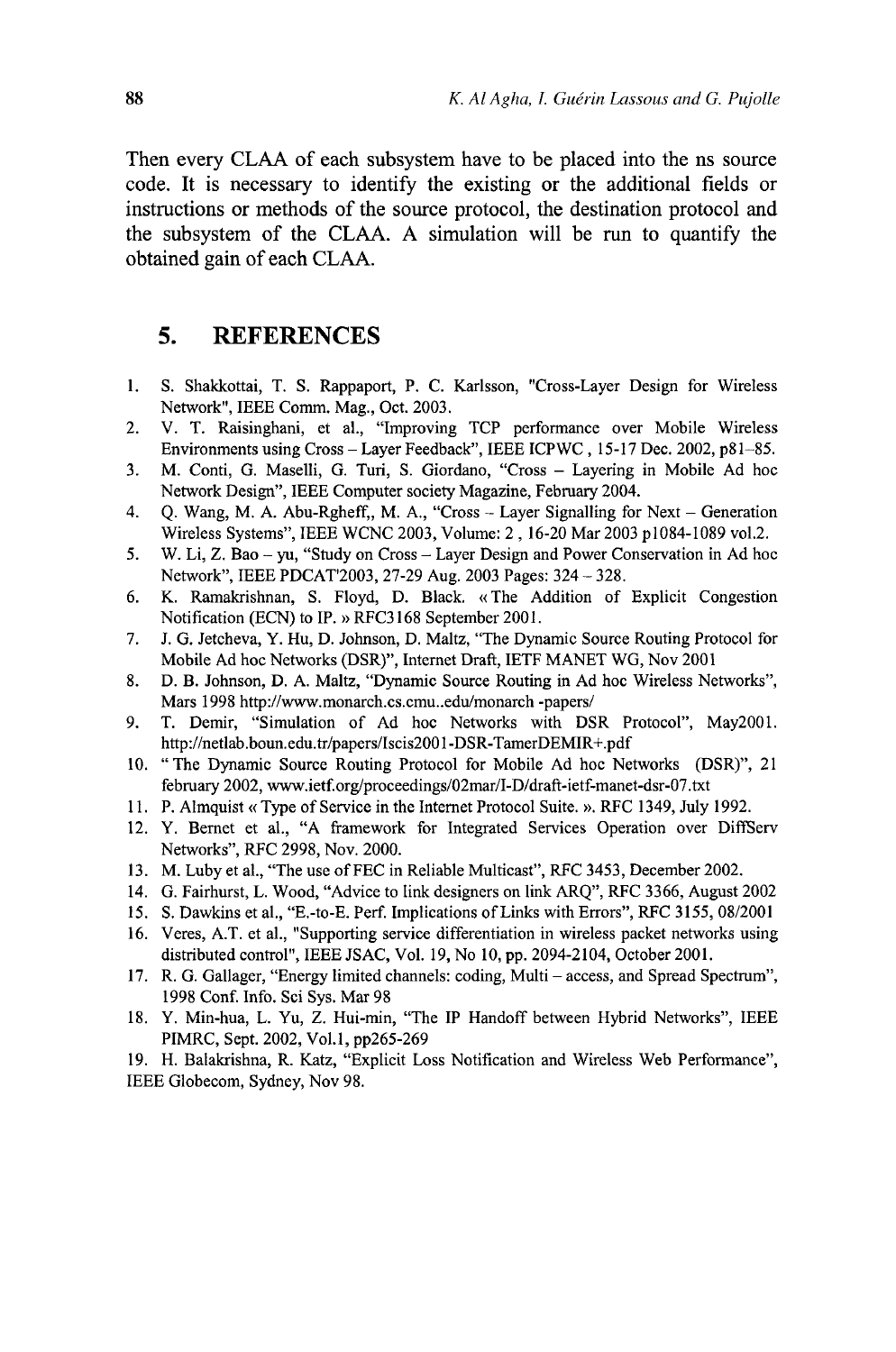Then every CLAA of each subsystem have to be placed into the ns source code. It is necessary to identify the existing or the additional fields or instructions or methods of the source protocol, the destination protocol and the subsystem of the CLAA. A simulation will be run to quantify the obtained gain of each CLAA.

## 5. REFERENCES

1. S. Shakkottai, T. S. Rappaport, P. C. Karlsson, "Cross-Layer Design for Wireless Network", IEEE Comm. Mag., Oct. 2003.
2. V. T. Raisinghani, et al., "Improving TCP performance over Mobile Wireless Environments using Cross – Layer Feedback", IEEE ICPWC , 15-17 Dec. 2002, p81–85.
3. M. Conti, G. Maselli, G. Turi, S. Giordano, "Cross – Layering in Mobile Ad hoc Network Design", IEEE Computer society Magazine, February 2004.
4. Q. Wang, M. A. Abu-Rgheff,, M. A., "Cross – Layer Signalling for Next – Generation Wireless Systems", IEEE WCNC 2003, Volume: 2 , 16-20 Mar 2003 p1084-1089 vol.2.
5. W. Li, Z. Bao – yu, "Study on Cross – Layer Design and Power Conservation in Ad hoc Network", IEEE PDCAT'2003, 27-29 Aug. 2003 Pages: 324 – 328.
6. K. Ramakrishnan, S. Floyd, D. Black. « The Addition of Explicit Congestion Notification (ECN) to IP. » RFC3168 September 2001.
7. J. G. Jetcheva, Y. Hu, D. Johnson, D. Maltz, "The Dynamic Source Routing Protocol for Mobile Ad hoc Networks (DSR)", Internet Draft, IETF MANET WG, Nov 2001
8. D. B. Johnson, D. A. Maltz, "Dynamic Source Routing in Ad hoc Wireless Networks", Mars 1998 http://www.monarch.cs.cmu..edu/monarch -papers/
9. T. Demir, "Simulation of Ad hoc Networks with DSR Protocol", May2001. http://netlab.boun.edu.tr/papers/Iscis2001-DSR-TamerDEMIR+.pdf
10. " The Dynamic Source Routing Protocol for Mobile Ad hoc Networks (DSR)", 21 february 2002, www.ietf.org/proceedings/02mar/I-D/draft-ietf-manet-dsr-07.txt
11. P. Almquist « Type of Service in the Internet Protocol Suite. ». RFC 1349, July 1992.
12. Y. Bernet et al., "A framework for Integrated Services Operation over DiffServ Networks", RFC 2998, Nov. 2000.
13. M. Luby et al., "The use of FEC in Reliable Multicast", RFC 3453, December 2002.
14. G. Fairhurst, L. Wood, "Advice to link designers on link ARQ", RFC 3366, August 2002
15. S. Dawkins et al., "E.-to-E. Perf. Implications of Links with Errors", RFC 3155, 08/2001
16. Veres, A.T. et al., "Supporting service differentiation in wireless packet networks using distributed control", IEEE JSAC, Vol. 19, No 10, pp. 2094-2104, October 2001.
17. R. G. Gallager, "Energy limited channels: coding, Multi – access, and Spread Spectrum", 1998 Conf. Info. Sci Sys. Mar 98
18. Y. Min-hua, L. Yu, Z. Hui-min, "The IP Handoff between Hybrid Networks", IEEE PIMRC, Sept. 2002, Vol.1, pp265-269
19. H. Balakrishna, R. Katz, "Explicit Loss Notification and Wireless Web Performance", IEEE Globecom, Sydney, Nov 98.